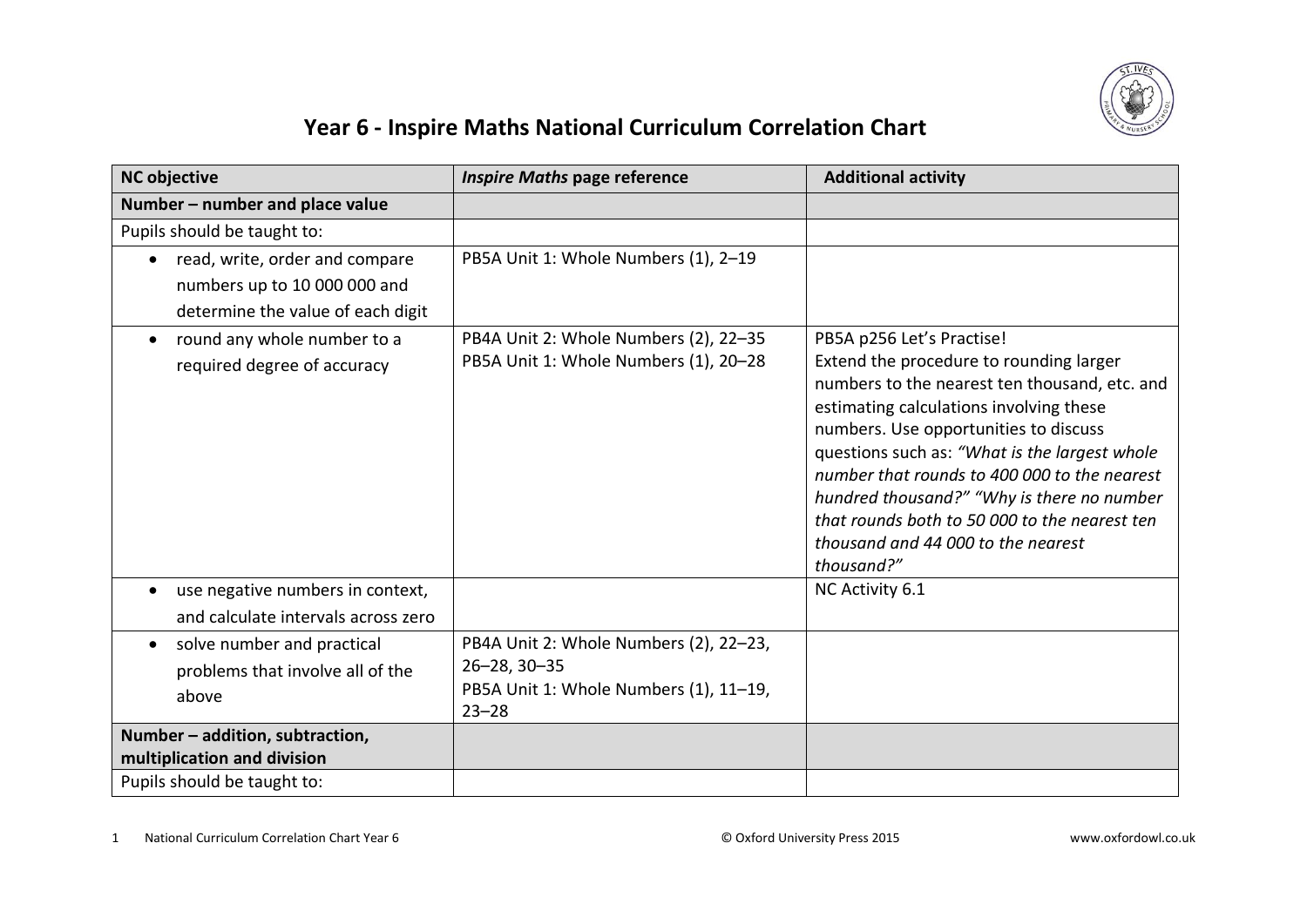# Year 6 - Inspire Maths National Curriculum Correlation Chart

| NC objective | *Inspire Maths* page reference | Additional activity |
|---|---|---|
| **Number – number and place value** | | |
| Pupils should be taught to: | | |
| • read, write, order and compare numbers up to 10 000 000 and determine the value of each digit | PB5A Unit 1: Whole Numbers (1), 2–19 | |
| • round any whole number to a required degree of accuracy | PB4A Unit 2: Whole Numbers (2), 22–35<br>PB5A Unit 1: Whole Numbers (1), 20–28 | PB5A p256 Let's Practise!<br>Extend the procedure to rounding larger numbers to the nearest ten thousand, etc. and estimating calculations involving these numbers. Use opportunities to discuss questions such as: *"What is the largest whole number that rounds to 400 000 to the nearest hundred thousand?" "Why is there no number that rounds both to 50 000 to the nearest ten thousand and 44 000 to the nearest thousand?"* |
| • use negative numbers in context, and calculate intervals across zero | | NC Activity 6.1 |
| • solve number and practical problems that involve all of the above | PB4A Unit 2: Whole Numbers (2), 22–23, 26–28, 30–35<br>PB5A Unit 1: Whole Numbers (1), 11–19, 23–28 | |
| **Number – addition, subtraction, multiplication and division** | | |
| Pupils should be taught to: | | |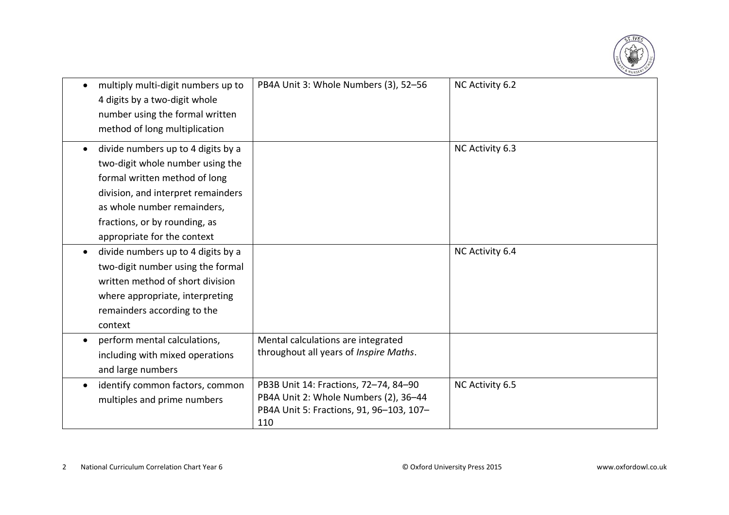| | | |
|---|---|---|
| • multiply multi-digit numbers up to 4 digits by a two-digit whole number using the formal written method of long multiplication | PB4A Unit 3: Whole Numbers (3), 52–56 | NC Activity 6.2 |
| • divide numbers up to 4 digits by a two-digit whole number using the formal written method of long division, and interpret remainders as whole number remainders, fractions, or by rounding, as appropriate for the context | | NC Activity 6.3 |
| • divide numbers up to 4 digits by a two-digit number using the formal written method of short division where appropriate, interpreting remainders according to the context | | NC Activity 6.4 |
| • perform mental calculations, including with mixed operations and large numbers | Mental calculations are integrated throughout all years of *Inspire Maths*. | |
| • identify common factors, common multiples and prime numbers | PB3B Unit 14: Fractions, 72–74, 84–90<br>PB4A Unit 2: Whole Numbers (2), 36–44<br>PB4A Unit 5: Fractions, 91, 96–103, 107–110 | NC Activity 6.5 |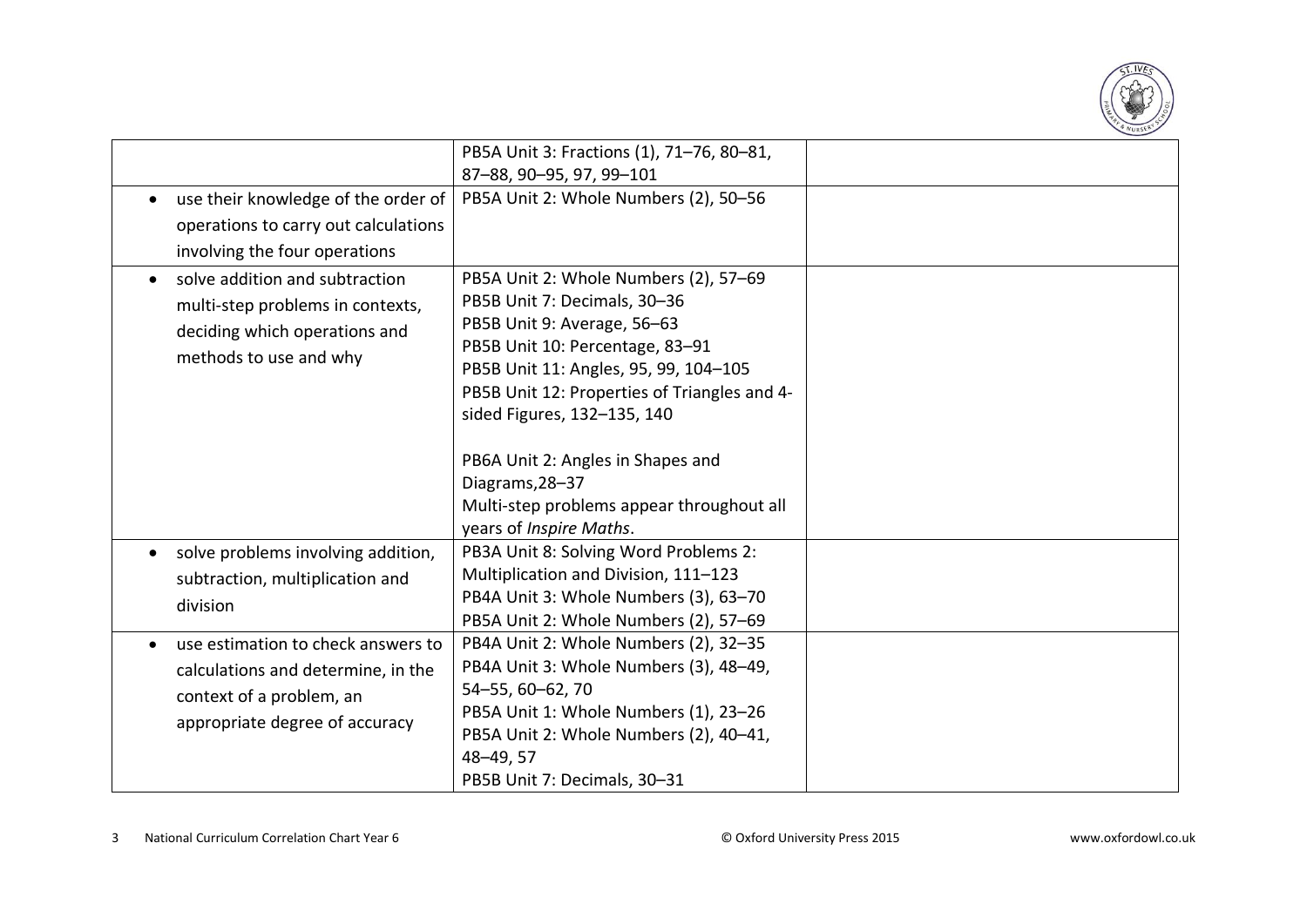| | | |
|---|---|---|
| | PB5A Unit 3: Fractions (1), 71–76, 80–81, 87–88, 90–95, 97, 99–101 | |
| • use their knowledge of the order of operations to carry out calculations involving the four operations | PB5A Unit 2: Whole Numbers (2), 50–56 | |
| • solve addition and subtraction multi-step problems in contexts, deciding which operations and methods to use and why | PB5A Unit 2: Whole Numbers (2), 57–69<br>PB5B Unit 7: Decimals, 30–36<br>PB5B Unit 9: Average, 56–63<br>PB5B Unit 10: Percentage, 83–91<br>PB5B Unit 11: Angles, 95, 99, 104–105<br>PB5B Unit 12: Properties of Triangles and 4-sided Figures, 132–135, 140<br><br>PB6A Unit 2: Angles in Shapes and Diagrams,28–37<br>Multi-step problems appear throughout all years of *Inspire Maths*. | |
| • solve problems involving addition, subtraction, multiplication and division | PB3A Unit 8: Solving Word Problems 2: Multiplication and Division, 111–123<br>PB4A Unit 3: Whole Numbers (3), 63–70<br>PB5A Unit 2: Whole Numbers (2), 57–69 | |
| • use estimation to check answers to calculations and determine, in the context of a problem, an appropriate degree of accuracy | PB4A Unit 2: Whole Numbers (2), 32–35<br>PB4A Unit 3: Whole Numbers (3), 48–49, 54–55, 60–62, 70<br>PB5A Unit 1: Whole Numbers (1), 23–26<br>PB5A Unit 2: Whole Numbers (2), 40–41, 48–49, 57<br>PB5B Unit 7: Decimals, 30–31 | |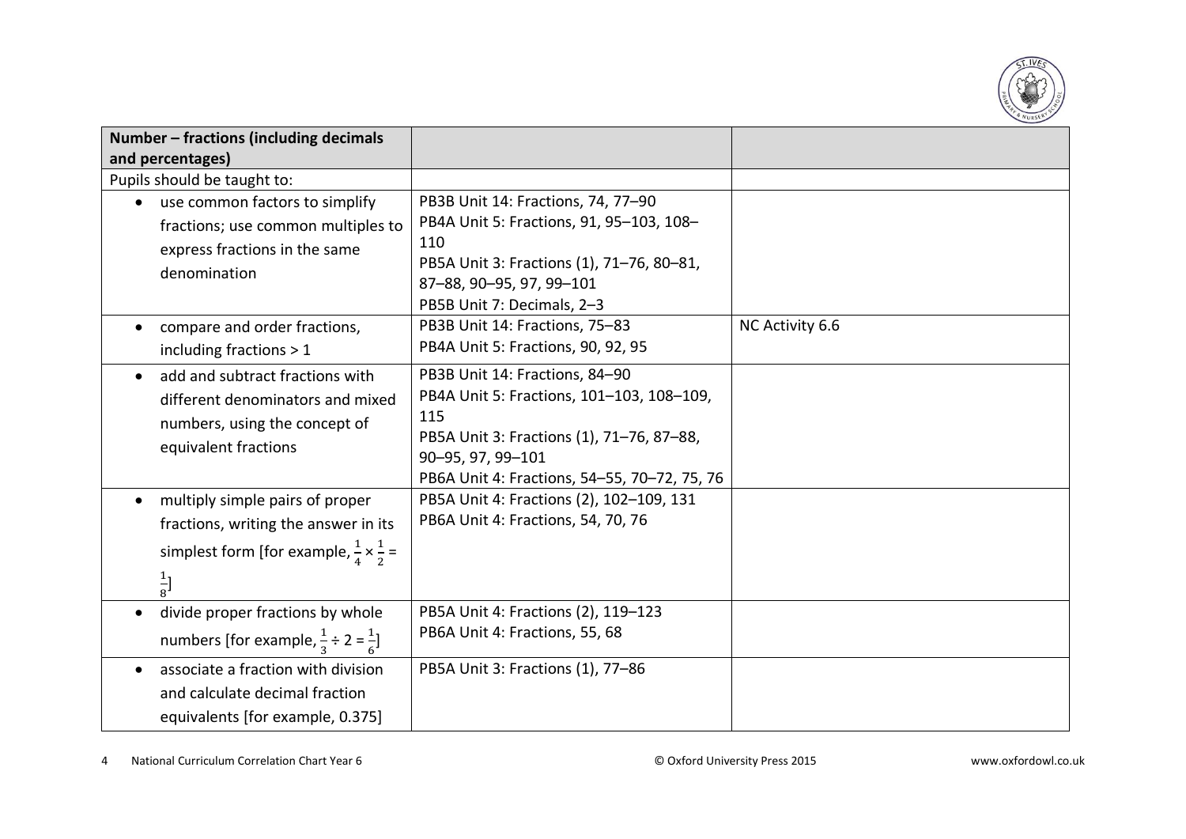| Number – fractions (including decimals and percentages) | | |
|---|---|---|
| Pupils should be taught to: | | |
| • use common factors to simplify fractions; use common multiples to express fractions in the same denomination | PB3B Unit 14: Fractions, 74, 77–90<br>PB4A Unit 5: Fractions, 91, 95–103, 108–110<br>PB5A Unit 3: Fractions (1), 71–76, 80–81, 87–88, 90–95, 97, 99–101<br>PB5B Unit 7: Decimals, 2–3 | |
| • compare and order fractions, including fractions > 1 | PB3B Unit 14: Fractions, 75–83<br>PB4A Unit 5: Fractions, 90, 92, 95 | NC Activity 6.6 |
| • add and subtract fractions with different denominators and mixed numbers, using the concept of equivalent fractions | PB3B Unit 14: Fractions, 84–90<br>PB4A Unit 5: Fractions, 101–103, 108–109, 115<br>PB5A Unit 3: Fractions (1), 71–76, 87–88, 90–95, 97, 99–101<br>PB6A Unit 4: Fractions, 54–55, 70–72, 75, 76 | |
| • multiply simple pairs of proper fractions, writing the answer in its simplest form [for example, $\frac{1}{4} \times \frac{1}{2} = \frac{1}{8}$] | PB5A Unit 4: Fractions (2), 102–109, 131<br>PB6A Unit 4: Fractions, 54, 70, 76 | |
| • divide proper fractions by whole numbers [for example, $\frac{1}{3} \div 2 = \frac{1}{6}$] | PB5A Unit 4: Fractions (2), 119–123<br>PB6A Unit 4: Fractions, 55, 68 | |
| • associate a fraction with division and calculate decimal fraction equivalents [for example, 0.375] | PB5A Unit 3: Fractions (1), 77–86 | |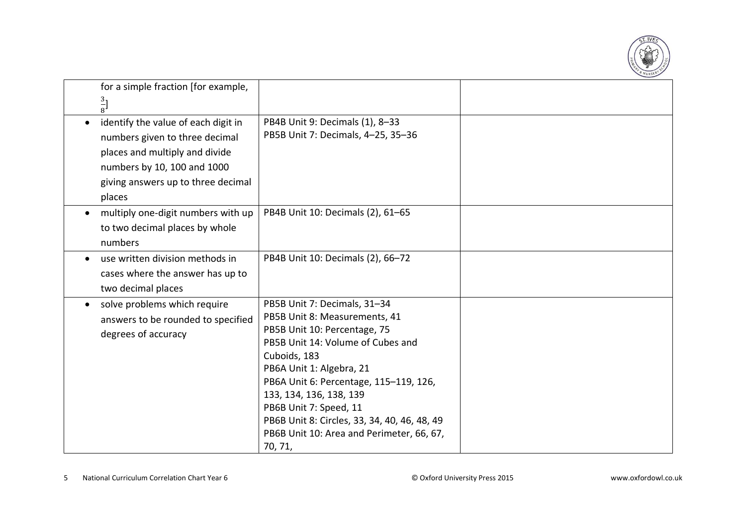| | | |
|---|---|---|
| for a simple fraction [for example, $\frac{3}{8}$] | | |
| • identify the value of each digit in numbers given to three decimal places and multiply and divide numbers by 10, 100 and 1000 giving answers up to three decimal places | PB4B Unit 9: Decimals (1), 8–33<br>PB5B Unit 7: Decimals, 4–25, 35–36 | |
| • multiply one-digit numbers with up to two decimal places by whole numbers | PB4B Unit 10: Decimals (2), 61–65 | |
| • use written division methods in cases where the answer has up to two decimal places | PB4B Unit 10: Decimals (2), 66–72 | |
| • solve problems which require answers to be rounded to specified degrees of accuracy | PB5B Unit 7: Decimals, 31–34<br>PB5B Unit 8: Measurements, 41<br>PB5B Unit 10: Percentage, 75<br>PB5B Unit 14: Volume of Cubes and Cuboids, 183<br>PB6A Unit 1: Algebra, 21<br>PB6A Unit 6: Percentage, 115–119, 126, 133, 134, 136, 138, 139<br>PB6B Unit 7: Speed, 11<br>PB6B Unit 8: Circles, 33, 34, 40, 46, 48, 49<br>PB6B Unit 10: Area and Perimeter, 66, 67, 70, 71, | |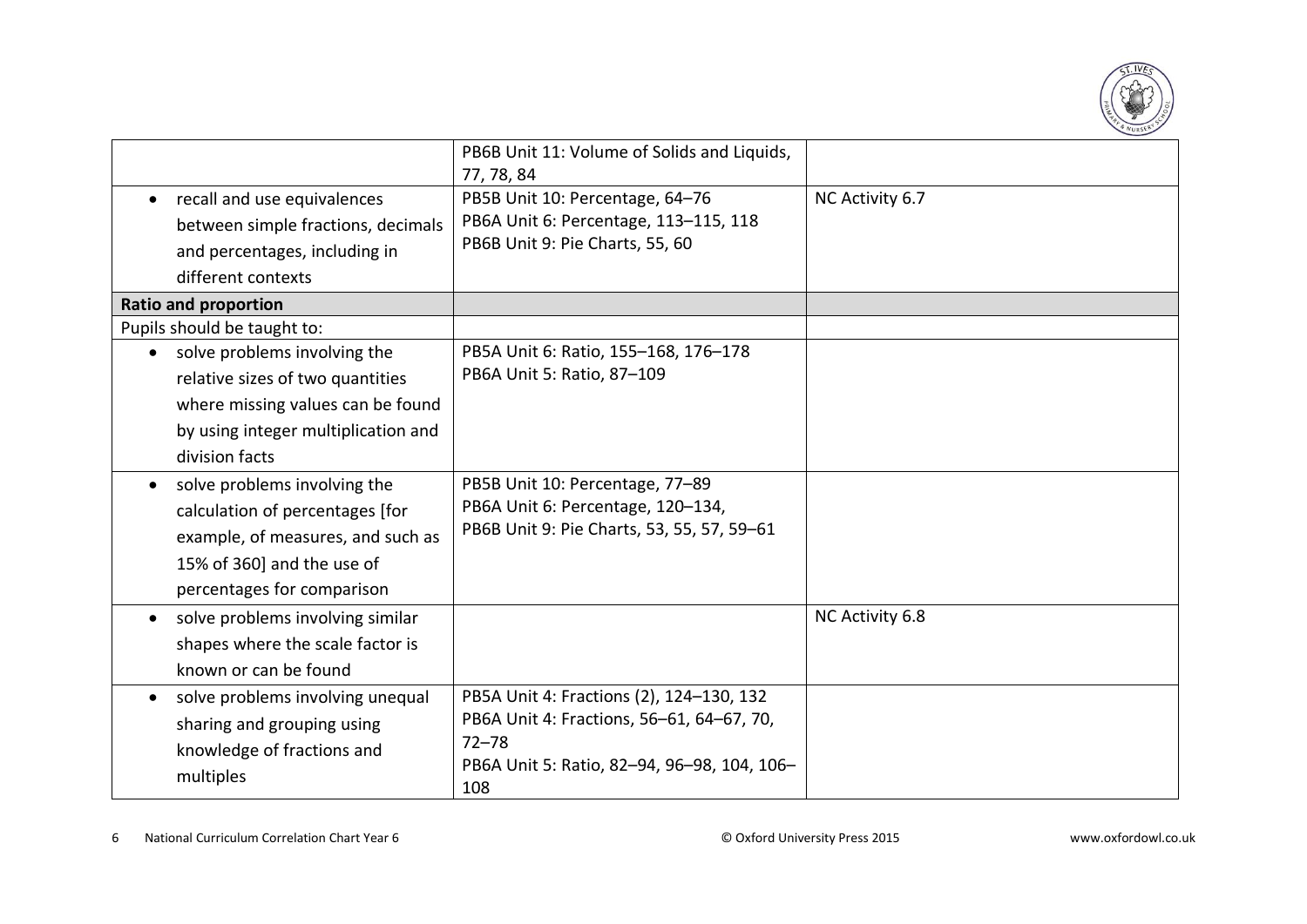| | | |
|---|---|---|
| | PB6B Unit 11: Volume of Solids and Liquids, 77, 78, 84 | |
| • recall and use equivalences between simple fractions, decimals and percentages, including in different contexts | PB5B Unit 10: Percentage, 64–76<br>PB6A Unit 6: Percentage, 113–115, 118<br>PB6B Unit 9: Pie Charts, 55, 60 | NC Activity 6.7 |
| **Ratio and proportion** | | |
| Pupils should be taught to: | | |
| • solve problems involving the relative sizes of two quantities where missing values can be found by using integer multiplication and division facts | PB5A Unit 6: Ratio, 155–168, 176–178<br>PB6A Unit 5: Ratio, 87–109 | |
| • solve problems involving the calculation of percentages [for example, of measures, and such as 15% of 360] and the use of percentages for comparison | PB5B Unit 10: Percentage, 77–89<br>PB6A Unit 6: Percentage, 120–134,<br>PB6B Unit 9: Pie Charts, 53, 55, 57, 59–61 | |
| • solve problems involving similar shapes where the scale factor is known or can be found | | NC Activity 6.8 |
| • solve problems involving unequal sharing and grouping using knowledge of fractions and multiples | PB5A Unit 4: Fractions (2), 124–130, 132<br>PB6A Unit 4: Fractions, 56–61, 64–67, 70, 72–78<br>PB6A Unit 5: Ratio, 82–94, 96–98, 104, 106–108 | |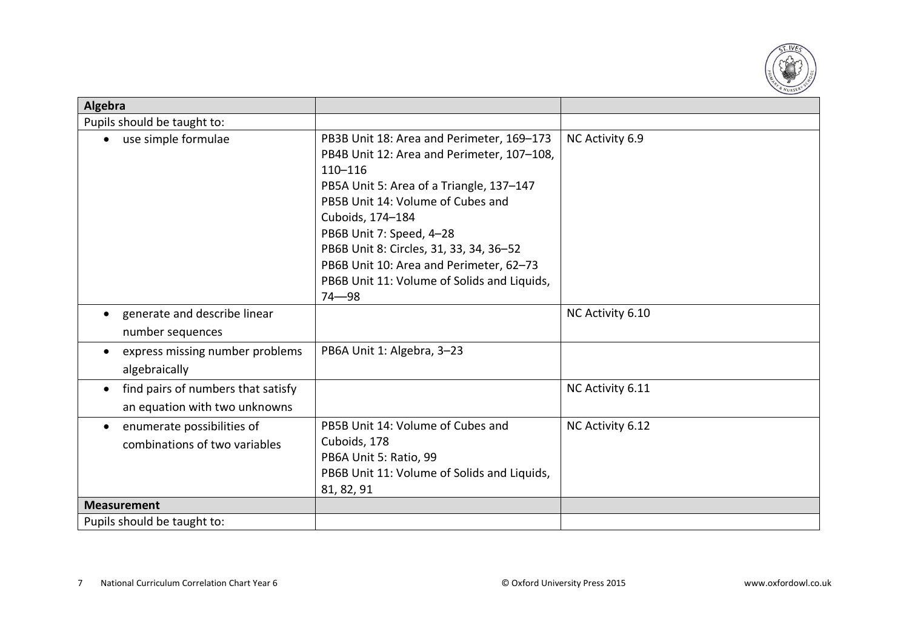| Algebra | | |
|---|---|---|
| Pupils should be taught to: | | |
| • use simple formulae | PB3B Unit 18: Area and Perimeter, 169–173<br>PB4B Unit 12: Area and Perimeter, 107–108, 110–116<br>PB5A Unit 5: Area of a Triangle, 137–147<br>PB5B Unit 14: Volume of Cubes and Cuboids, 174–184<br>PB6B Unit 7: Speed, 4–28<br>PB6B Unit 8: Circles, 31, 33, 34, 36–52<br>PB6B Unit 10: Area and Perimeter, 62–73<br>PB6B Unit 11: Volume of Solids and Liquids, 74—98 | NC Activity 6.9 |
| • generate and describe linear number sequences | | NC Activity 6.10 |
| • express missing number problems algebraically | PB6A Unit 1: Algebra, 3–23 | |
| • find pairs of numbers that satisfy an equation with two unknowns | | NC Activity 6.11 |
| • enumerate possibilities of combinations of two variables | PB5B Unit 14: Volume of Cubes and Cuboids, 178<br>PB6A Unit 5: Ratio, 99<br>PB6B Unit 11: Volume of Solids and Liquids, 81, 82, 91 | NC Activity 6.12 |
| **Measurement** | | |
| Pupils should be taught to: | | |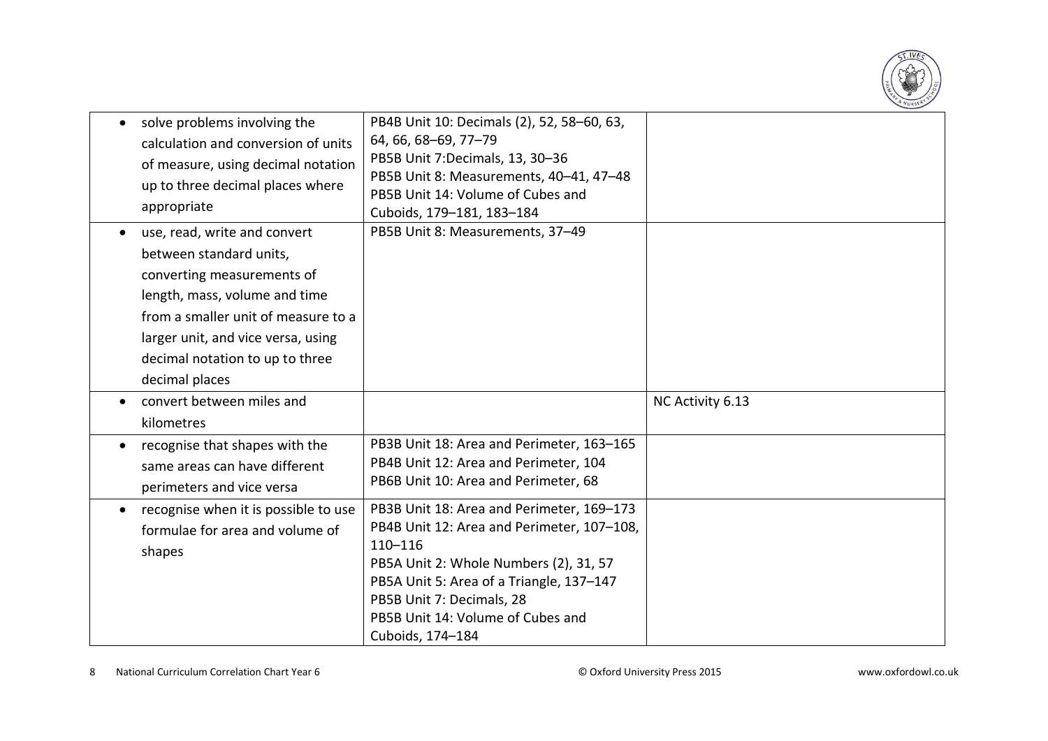| | | |
|---|---|---|
| • solve problems involving the calculation and conversion of units of measure, using decimal notation up to three decimal places where appropriate | PB4B Unit 10: Decimals (2), 52, 58–60, 63, 64, 66, 68–69, 77–79<br>PB5B Unit 7:Decimals, 13, 30–36<br>PB5B Unit 8: Measurements, 40–41, 47–48<br>PB5B Unit 14: Volume of Cubes and Cuboids, 179–181, 183–184 | |
| • use, read, write and convert between standard units, converting measurements of length, mass, volume and time from a smaller unit of measure to a larger unit, and vice versa, using decimal notation to up to three decimal places | PB5B Unit 8: Measurements, 37–49 | |
| • convert between miles and kilometres | | NC Activity 6.13 |
| • recognise that shapes with the same areas can have different perimeters and vice versa | PB3B Unit 18: Area and Perimeter, 163–165<br>PB4B Unit 12: Area and Perimeter, 104<br>PB6B Unit 10: Area and Perimeter, 68 | |
| • recognise when it is possible to use formulae for area and volume of shapes | PB3B Unit 18: Area and Perimeter, 169–173<br>PB4B Unit 12: Area and Perimeter, 107–108, 110–116<br>PB5A Unit 2: Whole Numbers (2), 31, 57<br>PB5A Unit 5: Area of a Triangle, 137–147<br>PB5B Unit 7: Decimals, 28<br>PB5B Unit 14: Volume of Cubes and Cuboids, 174–184 | |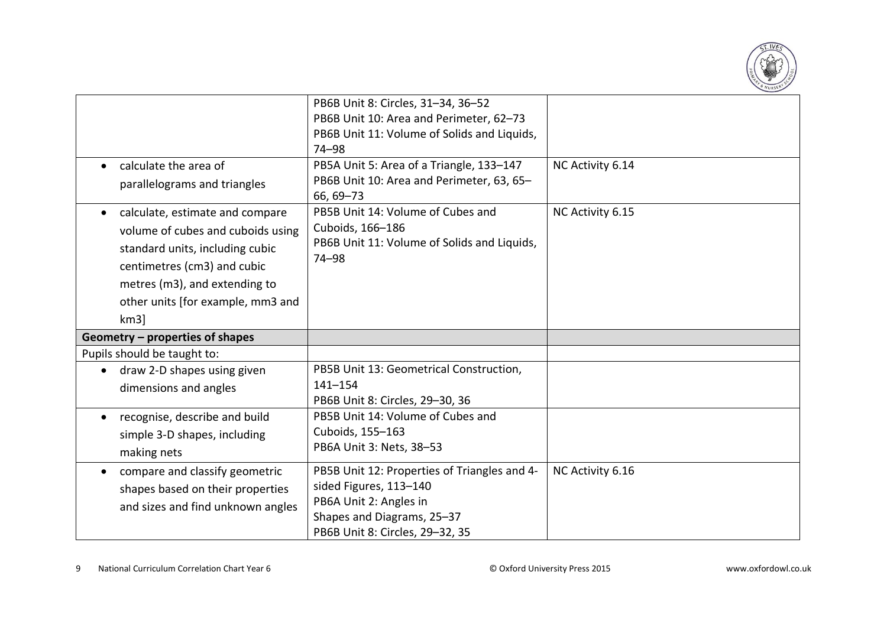| | | |
|---|---|---|
| | PB6B Unit 8: Circles, 31–34, 36–52<br>PB6B Unit 10: Area and Perimeter, 62–73<br>PB6B Unit 11: Volume of Solids and Liquids, 74–98 | |
| • calculate the area of parallelograms and triangles | PB5A Unit 5: Area of a Triangle, 133–147<br>PB6B Unit 10: Area and Perimeter, 63, 65–66, 69–73 | NC Activity 6.14 |
| • calculate, estimate and compare volume of cubes and cuboids using standard units, including cubic centimetres (cm3) and cubic metres (m3), and extending to other units [for example, mm3 and km3] | PB5B Unit 14: Volume of Cubes and Cuboids, 166–186<br>PB6B Unit 11: Volume of Solids and Liquids, 74–98 | NC Activity 6.15 |
| **Geometry – properties of shapes** | | |
| Pupils should be taught to: | | |
| • draw 2-D shapes using given dimensions and angles | PB5B Unit 13: Geometrical Construction, 141–154<br>PB6B Unit 8: Circles, 29–30, 36 | |
| • recognise, describe and build simple 3-D shapes, including making nets | PB5B Unit 14: Volume of Cubes and Cuboids, 155–163<br>PB6A Unit 3: Nets, 38–53 | |
| • compare and classify geometric shapes based on their properties and sizes and find unknown angles | PB5B Unit 12: Properties of Triangles and 4-sided Figures, 113–140<br>PB6A Unit 2: Angles in Shapes and Diagrams, 25–37<br>PB6B Unit 8: Circles, 29–32, 35 | NC Activity 6.16 |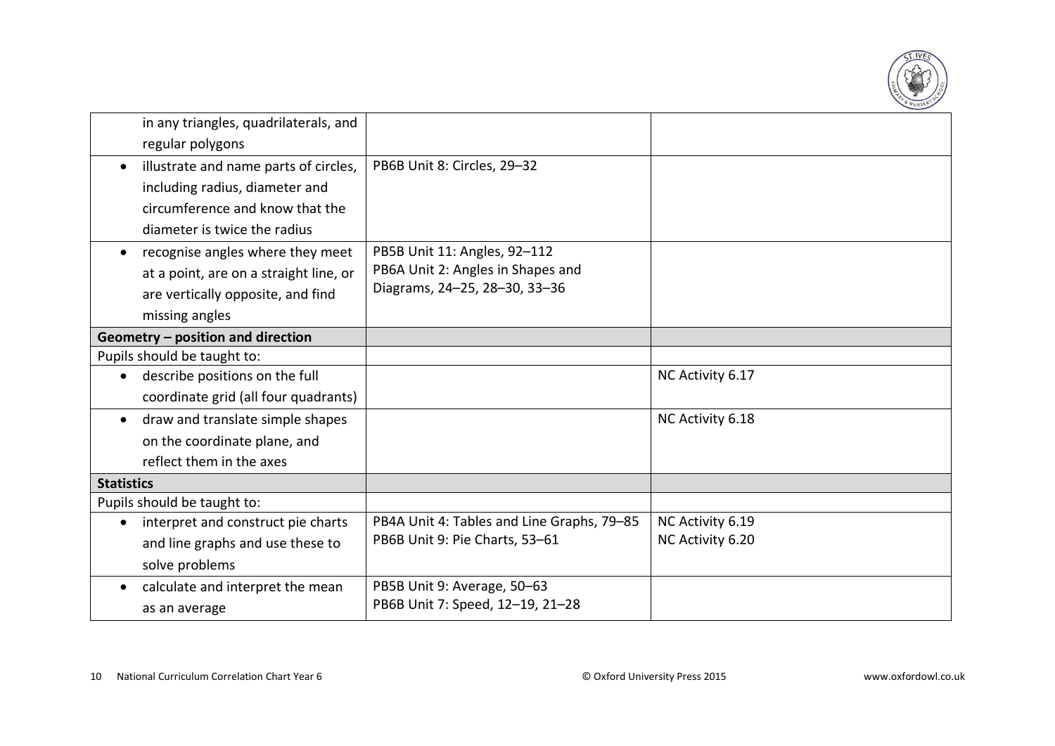| | | |
|---|---|---|
| in any triangles, quadrilaterals, and regular polygons | | |
| • illustrate and name parts of circles, including radius, diameter and circumference and know that the diameter is twice the radius | PB6B Unit 8: Circles, 29–32 | |
| • recognise angles where they meet at a point, are on a straight line, or are vertically opposite, and find missing angles | PB5B Unit 11: Angles, 92–112<br>PB6A Unit 2: Angles in Shapes and Diagrams, 24–25, 28–30, 33–36 | |
| **Geometry – position and direction** | | |
| Pupils should be taught to: | | |
| • describe positions on the full coordinate grid (all four quadrants) | | NC Activity 6.17 |
| • draw and translate simple shapes on the coordinate plane, and reflect them in the axes | | NC Activity 6.18 |
| **Statistics** | | |
| Pupils should be taught to: | | |
| • interpret and construct pie charts and line graphs and use these to solve problems | PB4A Unit 4: Tables and Line Graphs, 79–85<br>PB6B Unit 9: Pie Charts, 53–61 | NC Activity 6.19<br>NC Activity 6.20 |
| • calculate and interpret the mean as an average | PB5B Unit 9: Average, 50–63<br>PB6B Unit 7: Speed, 12–19, 21–28 | |